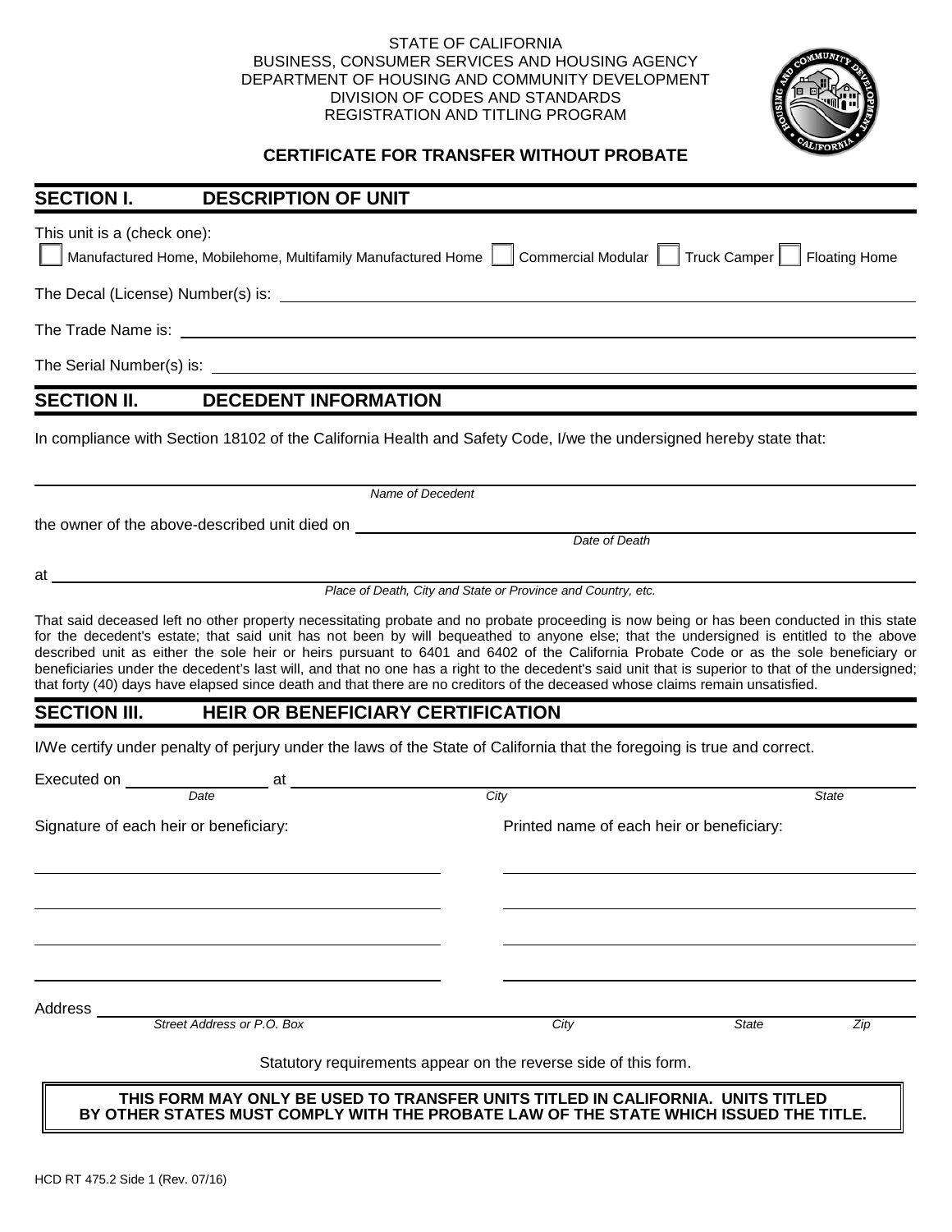STATE OF CALIFORNIA
BUSINESS, CONSUMER SERVICES AND HOUSING AGENCY
DEPARTMENT OF HOUSING AND COMMUNITY DEVELOPMENT
DIVISION OF CODES AND STANDARDS
REGISTRATION AND TITLING PROGRAM

# CERTIFICATE FOR TRANSFER WITHOUT PROBATE

## SECTION I. DESCRIPTION OF UNIT

This unit is a (check one):

☐ Manufactured Home, Mobilehome, Multifamily Manufactured Home ☐ Commercial Modular ☐ Truck Camper ☐ Floating Home

The Decal (License) Number(s) is: ______________________________

The Trade Name is: ______________________________

The Serial Number(s) is: ______________________________

## SECTION II. DECEDENT INFORMATION

In compliance with Section 18102 of the California Health and Safety Code, I/we the undersigned hereby state that:

______________________________
*Name of Decedent*

the owner of the above-described unit died on ______________________________
*Date of Death*

at ______________________________
*Place of Death, City and State or Province and Country, etc.*

That said deceased left no other property necessitating probate and no probate proceeding is now being or has been conducted in this state for the decedent's estate; that said unit has not been by will bequeathed to anyone else; that the undersigned is entitled to the above described unit as either the sole heir or heirs pursuant to 6401 and 6402 of the California Probate Code or as the sole beneficiary or beneficiaries under the decedent's last will, and that no one has a right to the decedent's said unit that is superior to that of the undersigned; that forty (40) days have elapsed since death and that there are no creditors of the deceased whose claims remain unsatisfied.

## SECTION III. HEIR OR BENEFICIARY CERTIFICATION

I/We certify under penalty of perjury under the laws of the State of California that the foregoing is true and correct.

Executed on ______________ at ______________________________
*Date* *City* *State*

| Signature of each heir or beneficiary: | Printed name of each heir or beneficiary: |
|---|---|
| | |
| | |
| | |
| | |

Address ______________________________
*Street Address or P.O. Box* *City* *State* *Zip*

Statutory requirements appear on the reverse side of this form.

**THIS FORM MAY ONLY BE USED TO TRANSFER UNITS TITLED IN CALIFORNIA. UNITS TITLED BY OTHER STATES MUST COMPLY WITH THE PROBATE LAW OF THE STATE WHICH ISSUED THE TITLE.**

HCD RT 475.2 Side 1 (Rev. 07/16)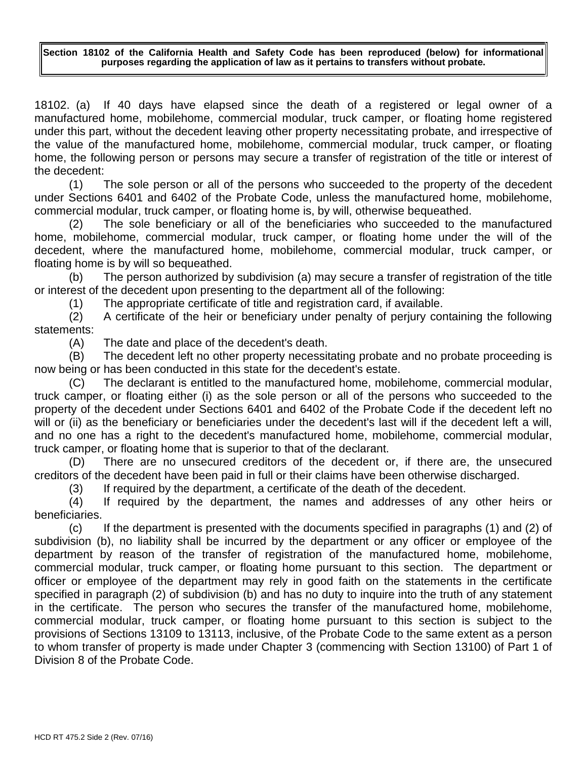**Section 18102 of the California Health and Safety Code has been reproduced (below) for informational purposes regarding the application of law as it pertains to transfers without probate.**

18102. (a) If 40 days have elapsed since the death of a registered or legal owner of a manufactured home, mobilehome, commercial modular, truck camper, or floating home registered under this part, without the decedent leaving other property necessitating probate, and irrespective of the value of the manufactured home, mobilehome, commercial modular, truck camper, or floating home, the following person or persons may secure a transfer of registration of the title or interest of the decedent:

(1) The sole person or all of the persons who succeeded to the property of the decedent under Sections 6401 and 6402 of the Probate Code, unless the manufactured home, mobilehome, commercial modular, truck camper, or floating home is, by will, otherwise bequeathed.

(2) The sole beneficiary or all of the beneficiaries who succeeded to the manufactured home, mobilehome, commercial modular, truck camper, or floating home under the will of the decedent, where the manufactured home, mobilehome, commercial modular, truck camper, or floating home is by will so bequeathed.

(b) The person authorized by subdivision (a) may secure a transfer of registration of the title or interest of the decedent upon presenting to the department all of the following:

(1) The appropriate certificate of title and registration card, if available.

(2) A certificate of the heir or beneficiary under penalty of perjury containing the following statements:

(A) The date and place of the decedent's death.

(B) The decedent left no other property necessitating probate and no probate proceeding is now being or has been conducted in this state for the decedent's estate.

(C) The declarant is entitled to the manufactured home, mobilehome, commercial modular, truck camper, or floating either (i) as the sole person or all of the persons who succeeded to the property of the decedent under Sections 6401 and 6402 of the Probate Code if the decedent left no will or (ii) as the beneficiary or beneficiaries under the decedent's last will if the decedent left a will, and no one has a right to the decedent's manufactured home, mobilehome, commercial modular, truck camper, or floating home that is superior to that of the declarant.

(D) There are no unsecured creditors of the decedent or, if there are, the unsecured creditors of the decedent have been paid in full or their claims have been otherwise discharged.

(3) If required by the department, a certificate of the death of the decedent.

(4) If required by the department, the names and addresses of any other heirs or beneficiaries.

(c) If the department is presented with the documents specified in paragraphs (1) and (2) of subdivision (b), no liability shall be incurred by the department or any officer or employee of the department by reason of the transfer of registration of the manufactured home, mobilehome, commercial modular, truck camper, or floating home pursuant to this section. The department or officer or employee of the department may rely in good faith on the statements in the certificate specified in paragraph (2) of subdivision (b) and has no duty to inquire into the truth of any statement in the certificate. The person who secures the transfer of the manufactured home, mobilehome, commercial modular, truck camper, or floating home pursuant to this section is subject to the provisions of Sections 13109 to 13113, inclusive, of the Probate Code to the same extent as a person to whom transfer of property is made under Chapter 3 (commencing with Section 13100) of Part 1 of Division 8 of the Probate Code.

HCD RT 475.2 Side 2 (Rev. 07/16)